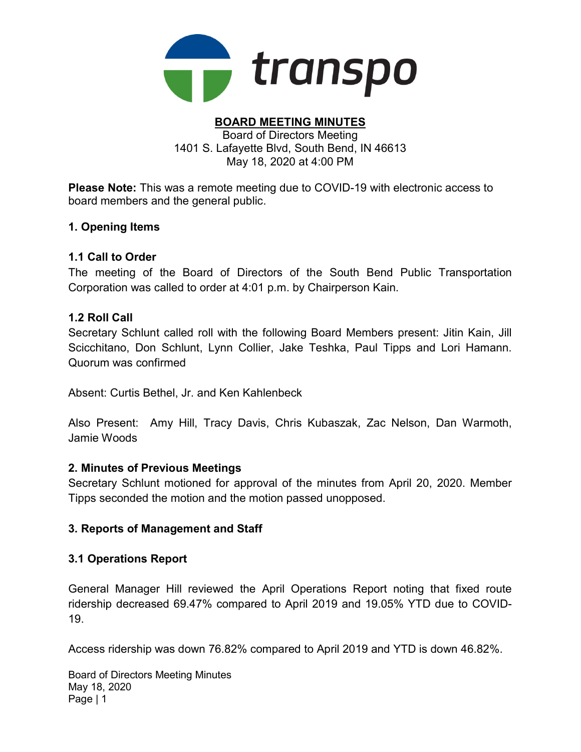**BOARD MEETING MINUTES**

Board of Directors Meeting
1401 S. Lafayette Blvd, South Bend, IN 46613
May 18, 2020 at 4:00 PM

**Please Note:** This was a remote meeting due to COVID-19 with electronic access to board members and the general public.

## 1. Opening Items

### 1.1 Call to Order

The meeting of the Board of Directors of the South Bend Public Transportation Corporation was called to order at 4:01 p.m. by Chairperson Kain.

### 1.2 Roll Call

Secretary Schlunt called roll with the following Board Members present: Jitin Kain, Jill Scicchitano, Don Schlunt, Lynn Collier, Jake Teshka, Paul Tipps and Lori Hamann. Quorum was confirmed

Absent: Curtis Bethel, Jr. and Ken Kahlenbeck

Also Present: Amy Hill, Tracy Davis, Chris Kubaszak, Zac Nelson, Dan Warmoth, Jamie Woods

## 2. Minutes of Previous Meetings

Secretary Schlunt motioned for approval of the minutes from April 20, 2020. Member Tipps seconded the motion and the motion passed unopposed.

## 3. Reports of Management and Staff

### 3.1 Operations Report

General Manager Hill reviewed the April Operations Report noting that fixed route ridership decreased 69.47% compared to April 2019 and 19.05% YTD due to COVID-19.

Access ridership was down 76.82% compared to April 2019 and YTD is down 46.82%.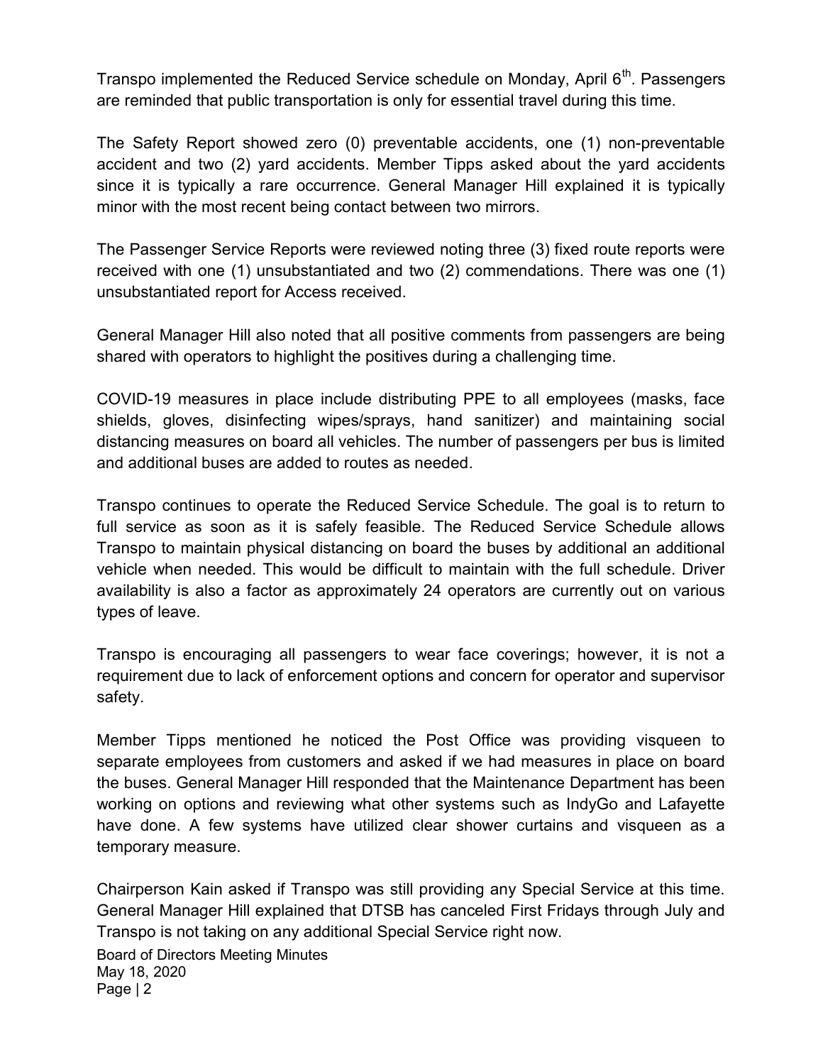Transpo implemented the Reduced Service schedule on Monday, April 6th. Passengers are reminded that public transportation is only for essential travel during this time.

The Safety Report showed zero (0) preventable accidents, one (1) non-preventable accident and two (2) yard accidents. Member Tipps asked about the yard accidents since it is typically a rare occurrence. General Manager Hill explained it is typically minor with the most recent being contact between two mirrors.

The Passenger Service Reports were reviewed noting three (3) fixed route reports were received with one (1) unsubstantiated and two (2) commendations. There was one (1) unsubstantiated report for Access received.

General Manager Hill also noted that all positive comments from passengers are being shared with operators to highlight the positives during a challenging time.

COVID-19 measures in place include distributing PPE to all employees (masks, face shields, gloves, disinfecting wipes/sprays, hand sanitizer) and maintaining social distancing measures on board all vehicles. The number of passengers per bus is limited and additional buses are added to routes as needed.

Transpo continues to operate the Reduced Service Schedule. The goal is to return to full service as soon as it is safely feasible. The Reduced Service Schedule allows Transpo to maintain physical distancing on board the buses by additional an additional vehicle when needed. This would be difficult to maintain with the full schedule. Driver availability is also a factor as approximately 24 operators are currently out on various types of leave.

Transpo is encouraging all passengers to wear face coverings; however, it is not a requirement due to lack of enforcement options and concern for operator and supervisor safety.

Member Tipps mentioned he noticed the Post Office was providing visqueen to separate employees from customers and asked if we had measures in place on board the buses. General Manager Hill responded that the Maintenance Department has been working on options and reviewing what other systems such as IndyGo and Lafayette have done. A few systems have utilized clear shower curtains and visqueen as a temporary measure.

Chairperson Kain asked if Transpo was still providing any Special Service at this time. General Manager Hill explained that DTSB has canceled First Fridays through July and Transpo is not taking on any additional Special Service right now.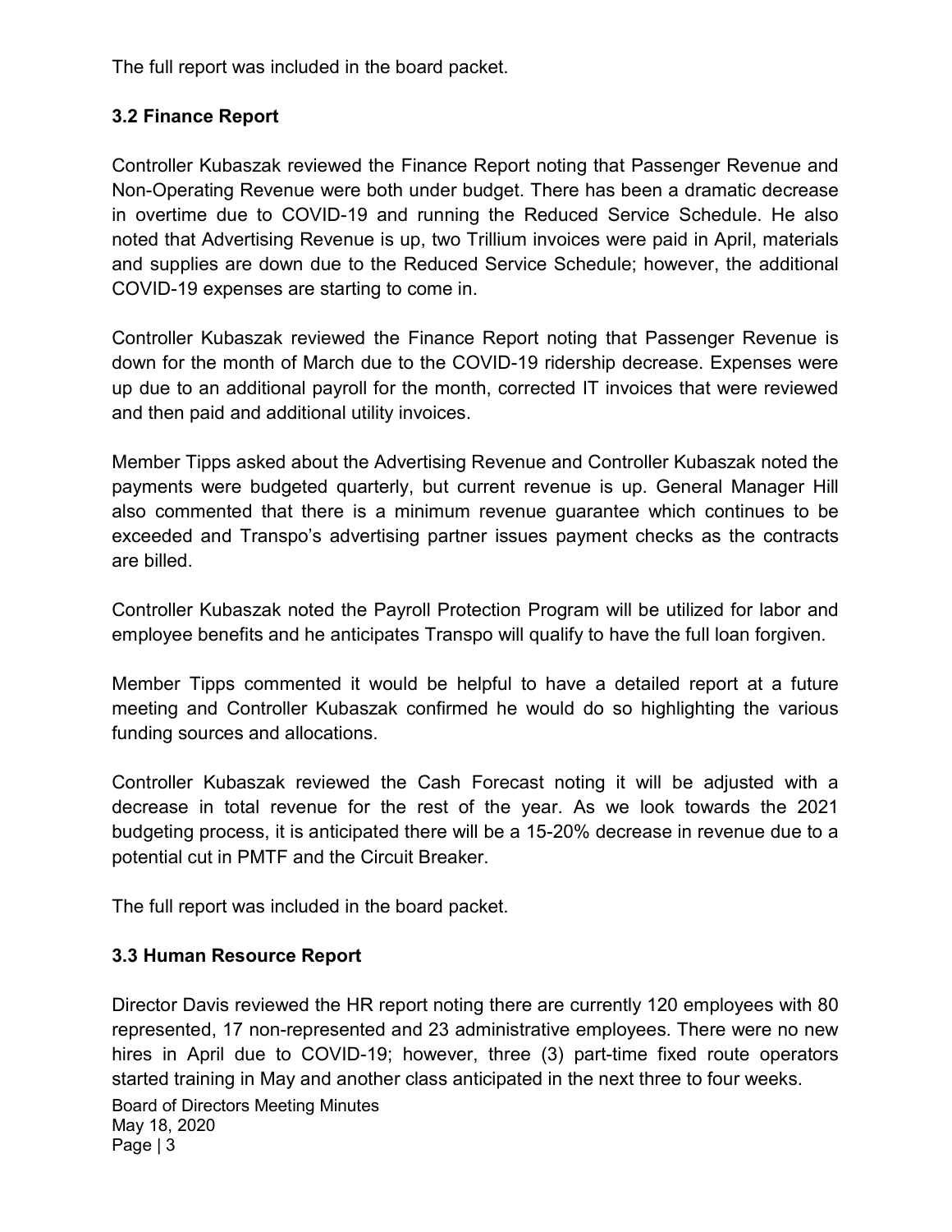The full report was included in the board packet.

### 3.2 Finance Report

Controller Kubaszak reviewed the Finance Report noting that Passenger Revenue and Non-Operating Revenue were both under budget. There has been a dramatic decrease in overtime due to COVID-19 and running the Reduced Service Schedule. He also noted that Advertising Revenue is up, two Trillium invoices were paid in April, materials and supplies are down due to the Reduced Service Schedule; however, the additional COVID-19 expenses are starting to come in.

Controller Kubaszak reviewed the Finance Report noting that Passenger Revenue is down for the month of March due to the COVID-19 ridership decrease. Expenses were up due to an additional payroll for the month, corrected IT invoices that were reviewed and then paid and additional utility invoices.

Member Tipps asked about the Advertising Revenue and Controller Kubaszak noted the payments were budgeted quarterly, but current revenue is up. General Manager Hill also commented that there is a minimum revenue guarantee which continues to be exceeded and Transpo's advertising partner issues payment checks as the contracts are billed.

Controller Kubaszak noted the Payroll Protection Program will be utilized for labor and employee benefits and he anticipates Transpo will qualify to have the full loan forgiven.

Member Tipps commented it would be helpful to have a detailed report at a future meeting and Controller Kubaszak confirmed he would do so highlighting the various funding sources and allocations.

Controller Kubaszak reviewed the Cash Forecast noting it will be adjusted with a decrease in total revenue for the rest of the year. As we look towards the 2021 budgeting process, it is anticipated there will be a 15-20% decrease in revenue due to a potential cut in PMTF and the Circuit Breaker.

The full report was included in the board packet.

### 3.3 Human Resource Report

Director Davis reviewed the HR report noting there are currently 120 employees with 80 represented, 17 non-represented and 23 administrative employees. There were no new hires in April due to COVID-19; however, three (3) part-time fixed route operators started training in May and another class anticipated in the next three to four weeks.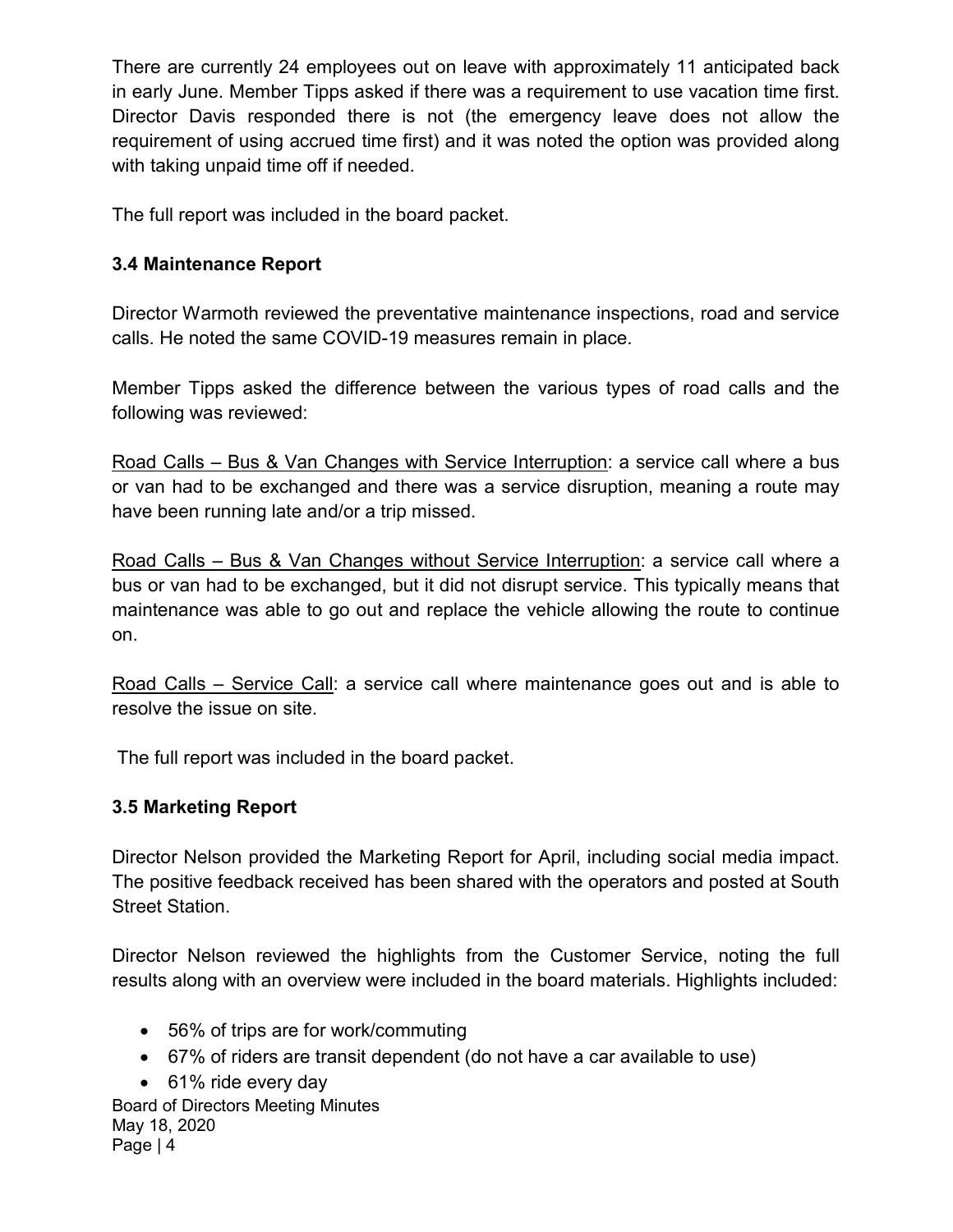There are currently 24 employees out on leave with approximately 11 anticipated back in early June. Member Tipps asked if there was a requirement to use vacation time first. Director Davis responded there is not (the emergency leave does not allow the requirement of using accrued time first) and it was noted the option was provided along with taking unpaid time off if needed.

The full report was included in the board packet.

### 3.4 Maintenance Report

Director Warmoth reviewed the preventative maintenance inspections, road and service calls. He noted the same COVID-19 measures remain in place.

Member Tipps asked the difference between the various types of road calls and the following was reviewed:

Road Calls – Bus & Van Changes with Service Interruption: a service call where a bus or van had to be exchanged and there was a service disruption, meaning a route may have been running late and/or a trip missed.

Road Calls – Bus & Van Changes without Service Interruption: a service call where a bus or van had to be exchanged, but it did not disrupt service. This typically means that maintenance was able to go out and replace the vehicle allowing the route to continue on.

Road Calls – Service Call: a service call where maintenance goes out and is able to resolve the issue on site.

The full report was included in the board packet.

### 3.5 Marketing Report

Director Nelson provided the Marketing Report for April, including social media impact. The positive feedback received has been shared with the operators and posted at South Street Station.

Director Nelson reviewed the highlights from the Customer Service, noting the full results along with an overview were included in the board materials. Highlights included:

- 56% of trips are for work/commuting
- 67% of riders are transit dependent (do not have a car available to use)
- 61% ride every day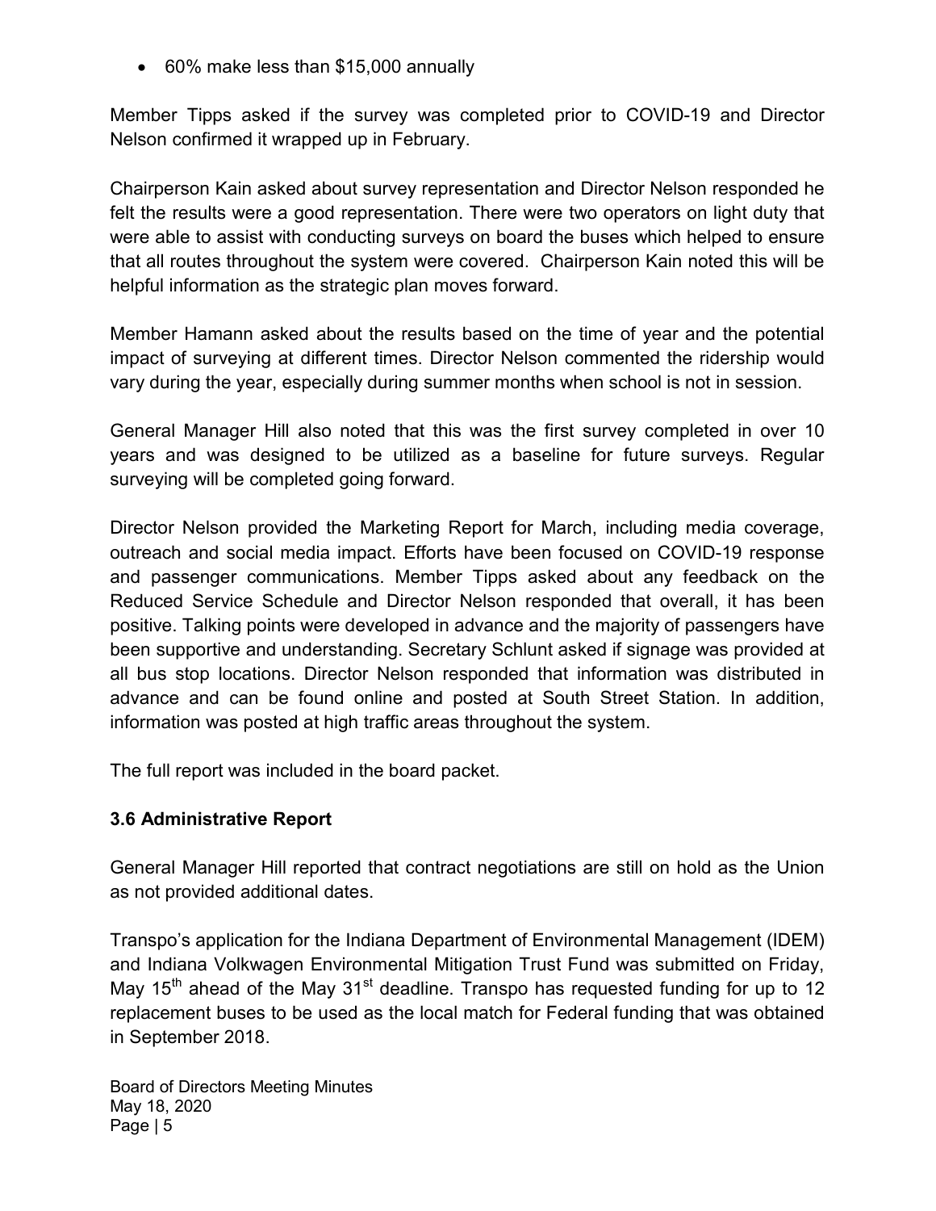- 60% make less than $15,000 annually

Member Tipps asked if the survey was completed prior to COVID-19 and Director Nelson confirmed it wrapped up in February.

Chairperson Kain asked about survey representation and Director Nelson responded he felt the results were a good representation. There were two operators on light duty that were able to assist with conducting surveys on board the buses which helped to ensure that all routes throughout the system were covered. Chairperson Kain noted this will be helpful information as the strategic plan moves forward.

Member Hamann asked about the results based on the time of year and the potential impact of surveying at different times. Director Nelson commented the ridership would vary during the year, especially during summer months when school is not in session.

General Manager Hill also noted that this was the first survey completed in over 10 years and was designed to be utilized as a baseline for future surveys. Regular surveying will be completed going forward.

Director Nelson provided the Marketing Report for March, including media coverage, outreach and social media impact. Efforts have been focused on COVID-19 response and passenger communications. Member Tipps asked about any feedback on the Reduced Service Schedule and Director Nelson responded that overall, it has been positive. Talking points were developed in advance and the majority of passengers have been supportive and understanding. Secretary Schlunt asked if signage was provided at all bus stop locations. Director Nelson responded that information was distributed in advance and can be found online and posted at South Street Station. In addition, information was posted at high traffic areas throughout the system.

The full report was included in the board packet.

### 3.6 Administrative Report

General Manager Hill reported that contract negotiations are still on hold as the Union as not provided additional dates.

Transpo's application for the Indiana Department of Environmental Management (IDEM) and Indiana Volkwagen Environmental Mitigation Trust Fund was submitted on Friday, May 15th ahead of the May 31st deadline. Transpo has requested funding for up to 12 replacement buses to be used as the local match for Federal funding that was obtained in September 2018.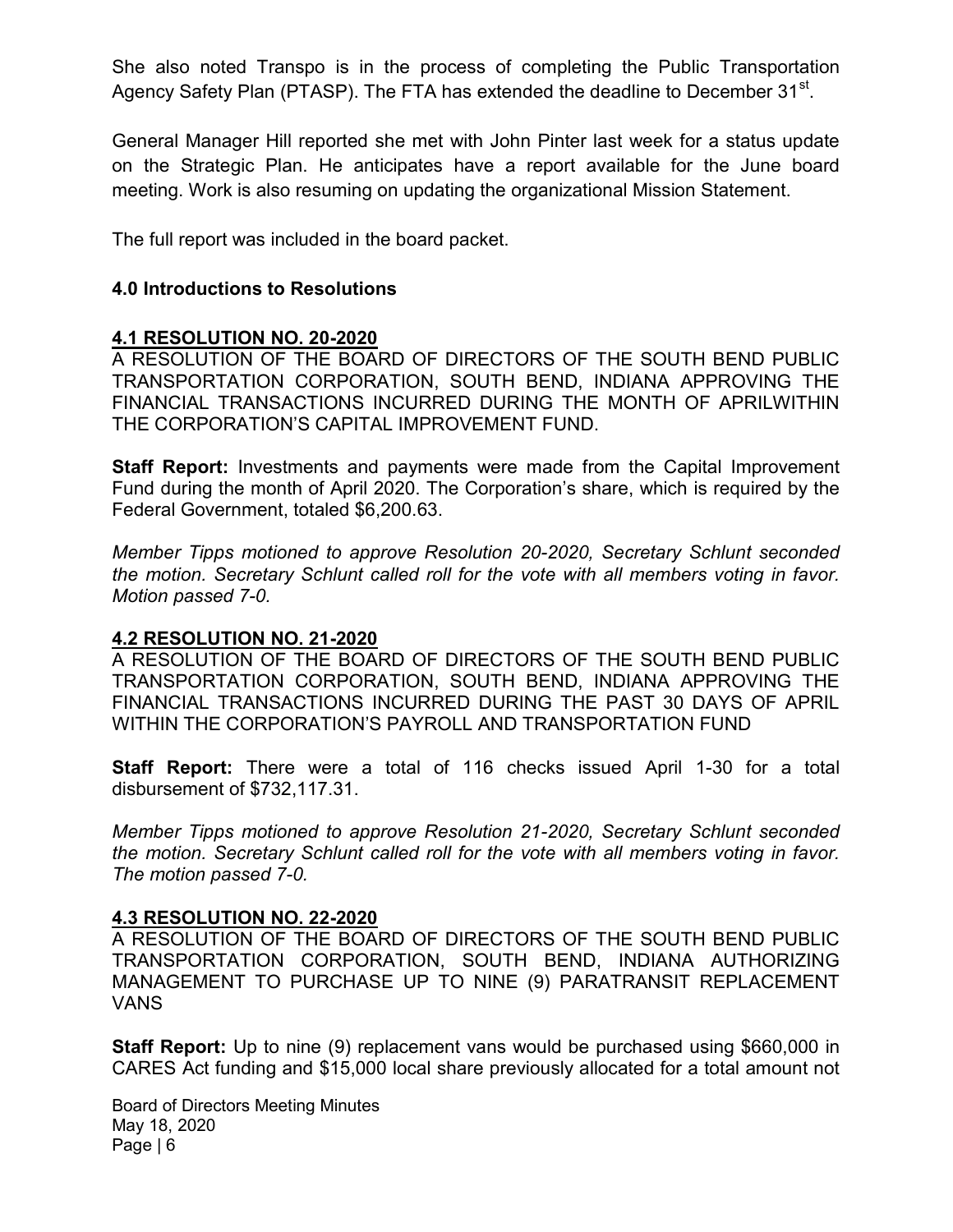She also noted Transpo is in the process of completing the Public Transportation Agency Safety Plan (PTASP). The FTA has extended the deadline to December 31st.

General Manager Hill reported she met with John Pinter last week for a status update on the Strategic Plan. He anticipates have a report available for the June board meeting. Work is also resuming on updating the organizational Mission Statement.

The full report was included in the board packet.

## 4.0 Introductions to Resolutions

### 4.1 RESOLUTION NO. 20-2020

A RESOLUTION OF THE BOARD OF DIRECTORS OF THE SOUTH BEND PUBLIC TRANSPORTATION CORPORATION, SOUTH BEND, INDIANA APPROVING THE FINANCIAL TRANSACTIONS INCURRED DURING THE MONTH OF APRILWITHIN THE CORPORATION'S CAPITAL IMPROVEMENT FUND.

**Staff Report:** Investments and payments were made from the Capital Improvement Fund during the month of April 2020. The Corporation's share, which is required by the Federal Government, totaled $6,200.63.

*Member Tipps motioned to approve Resolution 20-2020, Secretary Schlunt seconded the motion. Secretary Schlunt called roll for the vote with all members voting in favor. Motion passed 7-0.*

### 4.2 RESOLUTION NO. 21-2020

A RESOLUTION OF THE BOARD OF DIRECTORS OF THE SOUTH BEND PUBLIC TRANSPORTATION CORPORATION, SOUTH BEND, INDIANA APPROVING THE FINANCIAL TRANSACTIONS INCURRED DURING THE PAST 30 DAYS OF APRIL WITHIN THE CORPORATION'S PAYROLL AND TRANSPORTATION FUND

**Staff Report:** There were a total of 116 checks issued April 1-30 for a total disbursement of $732,117.31.

*Member Tipps motioned to approve Resolution 21-2020, Secretary Schlunt seconded the motion. Secretary Schlunt called roll for the vote with all members voting in favor. The motion passed 7-0.*

### 4.3 RESOLUTION NO. 22-2020

A RESOLUTION OF THE BOARD OF DIRECTORS OF THE SOUTH BEND PUBLIC TRANSPORTATION CORPORATION, SOUTH BEND, INDIANA AUTHORIZING MANAGEMENT TO PURCHASE UP TO NINE (9) PARATRANSIT REPLACEMENT VANS

**Staff Report:** Up to nine (9) replacement vans would be purchased using $660,000 in CARES Act funding and $15,000 local share previously allocated for a total amount not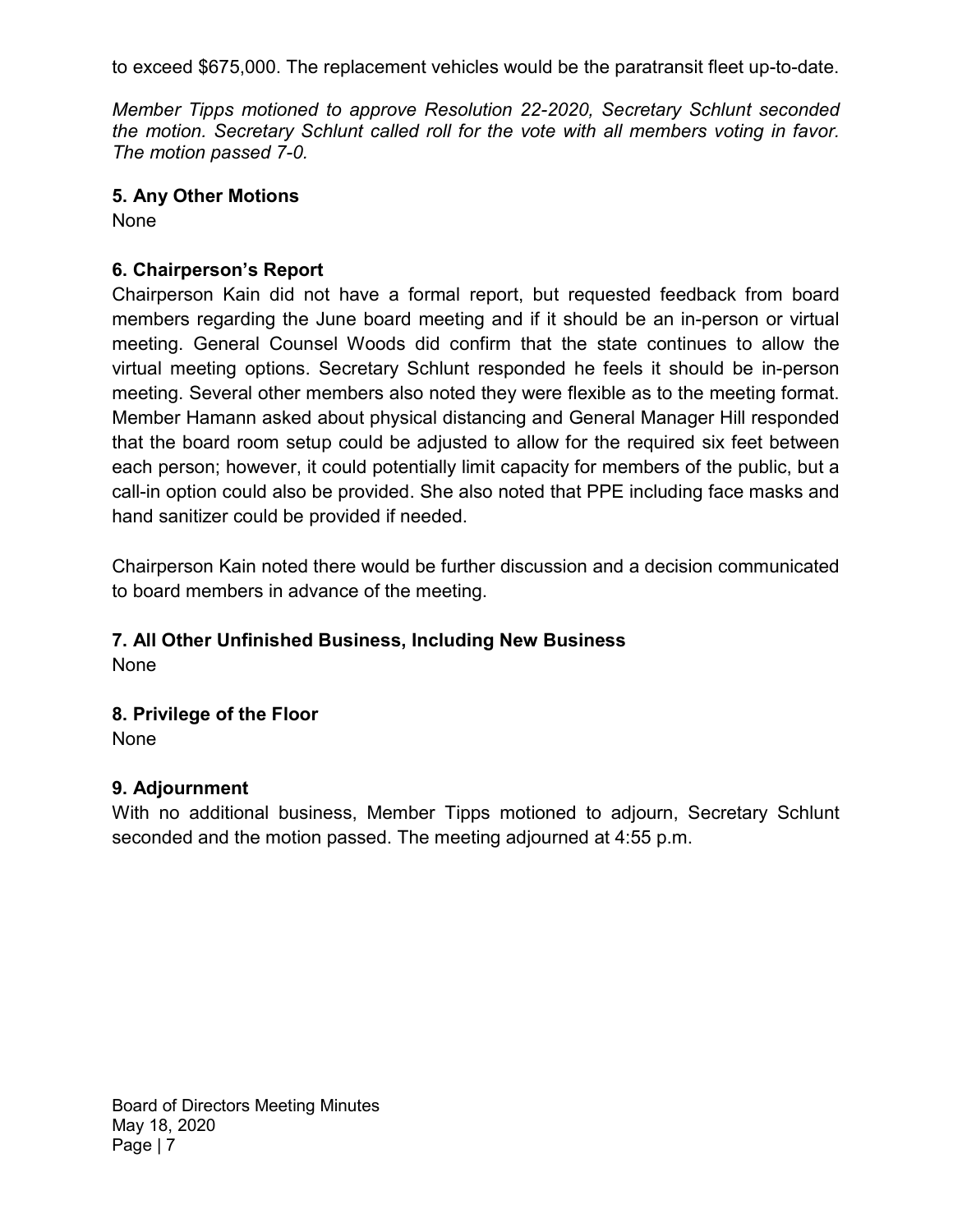to exceed $675,000. The replacement vehicles would be the paratransit fleet up-to-date.

*Member Tipps motioned to approve Resolution 22-2020, Secretary Schlunt seconded the motion. Secretary Schlunt called roll for the vote with all members voting in favor. The motion passed 7-0.*

**5. Any Other Motions**

None

**6. Chairperson's Report**

Chairperson Kain did not have a formal report, but requested feedback from board members regarding the June board meeting and if it should be an in-person or virtual meeting. General Counsel Woods did confirm that the state continues to allow the virtual meeting options. Secretary Schlunt responded he feels it should be in-person meeting. Several other members also noted they were flexible as to the meeting format. Member Hamann asked about physical distancing and General Manager Hill responded that the board room setup could be adjusted to allow for the required six feet between each person; however, it could potentially limit capacity for members of the public, but a call-in option could also be provided. She also noted that PPE including face masks and hand sanitizer could be provided if needed.

Chairperson Kain noted there would be further discussion and a decision communicated to board members in advance of the meeting.

**7. All Other Unfinished Business, Including New Business**

None

**8. Privilege of the Floor**

None

**9. Adjournment**

With no additional business, Member Tipps motioned to adjourn, Secretary Schlunt seconded and the motion passed. The meeting adjourned at 4:55 p.m.